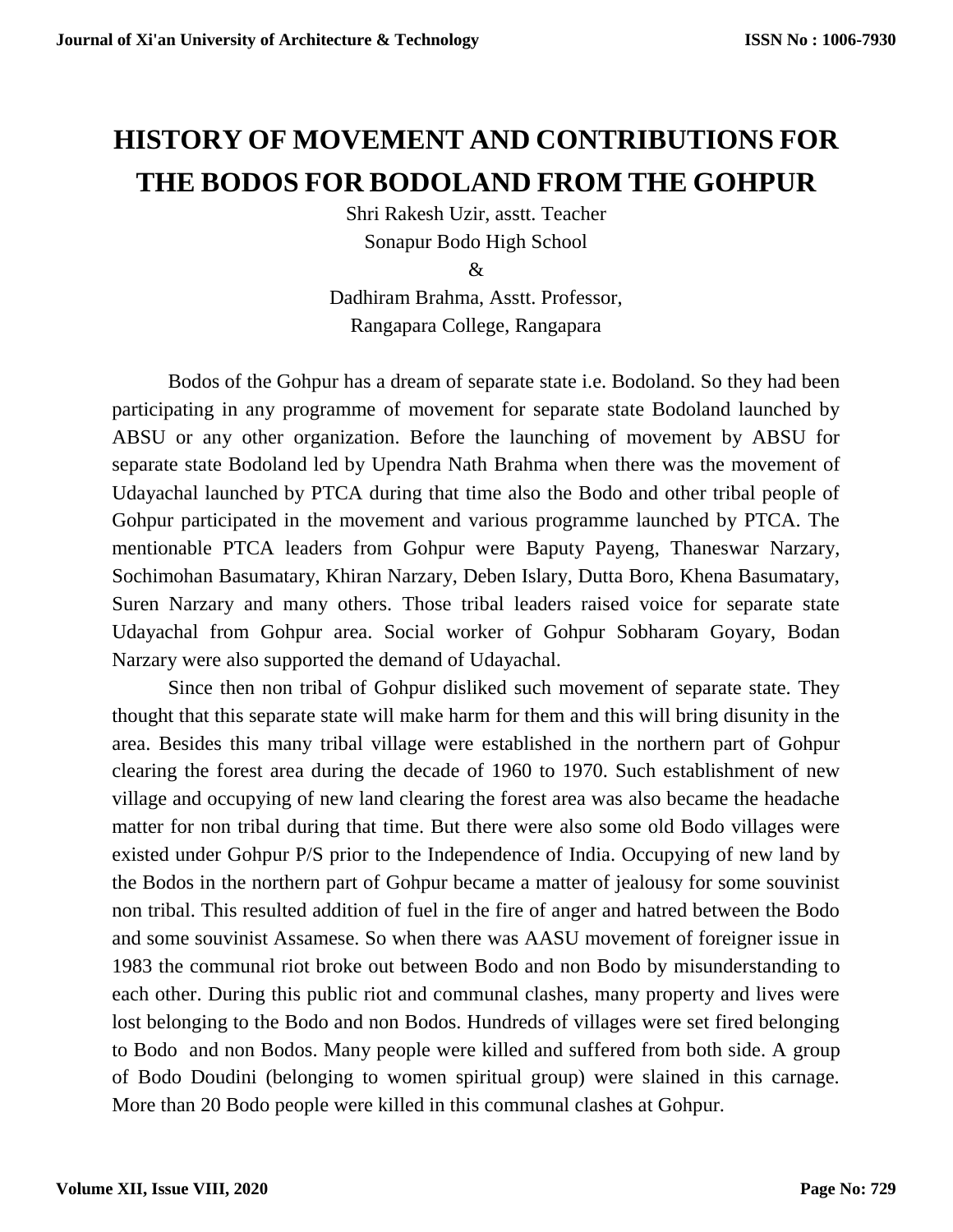# HISTORY OF MOVEMENT AND CONTRIBUTIONS FOR THE BODOS FOR BODOLAND FROM THE GOHPUR

Shri Rakesh Uzir, asstt. Teacher
Sonapur Bodo High School
&
Dadhiram Brahma, Asstt. Professor,
Rangapara College, Rangapara

Bodos of the Gohpur has a dream of separate state i.e. Bodoland. So they had been participating in any programme of movement for separate state Bodoland launched by ABSU or any other organization. Before the launching of movement by ABSU for separate state Bodoland led by Upendra Nath Brahma when there was the movement of Udayachal launched by PTCA during that time also the Bodo and other tribal people of Gohpur participated in the movement and various programme launched by PTCA. The mentionable PTCA leaders from Gohpur were Baputy Payeng, Thaneswar Narzary, Sochimohan Basumatary, Khiran Narzary, Deben Islary, Dutta Boro, Khena Basumatary, Suren Narzary and many others. Those tribal leaders raised voice for separate state Udayachal from Gohpur area. Social worker of Gohpur Sobharam Goyary, Bodan Narzary were also supported the demand of Udayachal.

Since then non tribal of Gohpur disliked such movement of separate state. They thought that this separate state will make harm for them and this will bring disunity in the area. Besides this many tribal village were established in the northern part of Gohpur clearing the forest area during the decade of 1960 to 1970. Such establishment of new village and occupying of new land clearing the forest area was also became the headache matter for non tribal during that time. But there were also some old Bodo villages were existed under Gohpur P/S prior to the Independence of India. Occupying of new land by the Bodos in the northern part of Gohpur became a matter of jealousy for some souvinist non tribal. This resulted addition of fuel in the fire of anger and hatred between the Bodo and some souvinist Assamese. So when there was AASU movement of foreigner issue in 1983 the communal riot broke out between Bodo and non Bodo by misunderstanding to each other. During this public riot and communal clashes, many property and lives were lost belonging to the Bodo and non Bodos. Hundreds of villages were set fired belonging to Bodo and non Bodos. Many people were killed and suffered from both side. A group of Bodo Doudini (belonging to women spiritual group) were slained in this carnage. More than 20 Bodo people were killed in this communal clashes at Gohpur.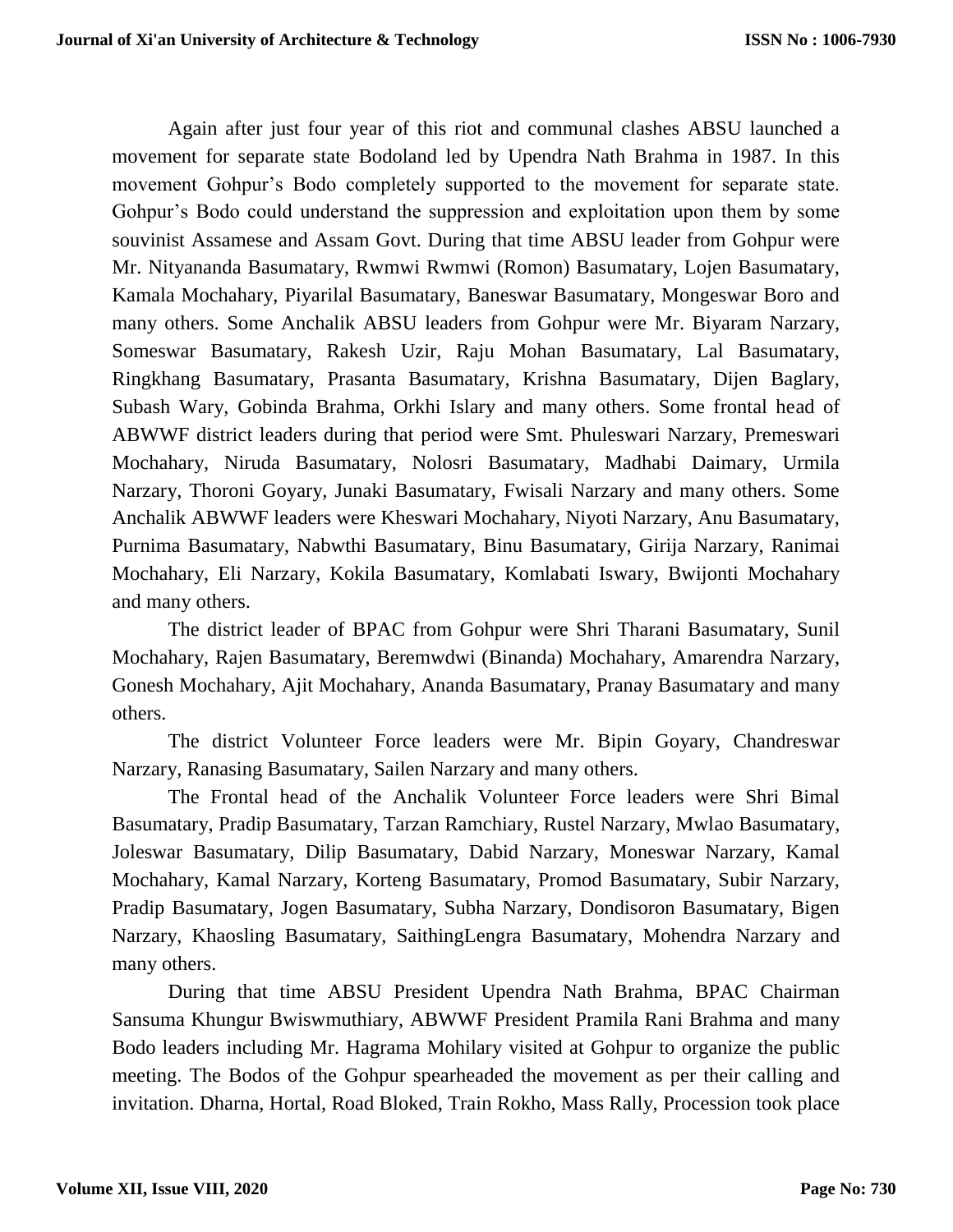Again after just four year of this riot and communal clashes ABSU launched a movement for separate state Bodoland led by Upendra Nath Brahma in 1987. In this movement Gohpur's Bodo completely supported to the movement for separate state. Gohpur's Bodo could understand the suppression and exploitation upon them by some souvinist Assamese and Assam Govt. During that time ABSU leader from Gohpur were Mr. Nityananda Basumatary, Rwmwi Rwmwi (Romon) Basumatary, Lojen Basumatary, Kamala Mochahary, Piyarilal Basumatary, Baneswar Basumatary, Mongeswar Boro and many others. Some Anchalik ABSU leaders from Gohpur were Mr. Biyaram Narzary, Someswar Basumatary, Rakesh Uzir, Raju Mohan Basumatary, Lal Basumatary, Ringkhang Basumatary, Prasanta Basumatary, Krishna Basumatary, Dijen Baglary, Subash Wary, Gobinda Brahma, Orkhi Islary and many others. Some frontal head of ABWWF district leaders during that period were Smt. Phuleswari Narzary, Premeswari Mochahary, Niruda Basumatary, Nolosri Basumatary, Madhabi Daimary, Urmila Narzary, Thoroni Goyary, Junaki Basumatary, Fwisali Narzary and many others. Some Anchalik ABWWF leaders were Kheswari Mochahary, Niyoti Narzary, Anu Basumatary, Purnima Basumatary, Nabwthi Basumatary, Binu Basumatary, Girija Narzary, Ranimai Mochahary, Eli Narzary, Kokila Basumatary, Komlabati Iswary, Bwijonti Mochahary and many others.

The district leader of BPAC from Gohpur were Shri Tharani Basumatary, Sunil Mochahary, Rajen Basumatary, Beremwdwi (Binanda) Mochahary, Amarendra Narzary, Gonesh Mochahary, Ajit Mochahary, Ananda Basumatary, Pranay Basumatary and many others.

The district Volunteer Force leaders were Mr. Bipin Goyary, Chandreswar Narzary, Ranasing Basumatary, Sailen Narzary and many others.

The Frontal head of the Anchalik Volunteer Force leaders were Shri Bimal Basumatary, Pradip Basumatary, Tarzan Ramchiary, Rustel Narzary, Mwlao Basumatary, Joleswar Basumatary, Dilip Basumatary, Dabid Narzary, Moneswar Narzary, Kamal Mochahary, Kamal Narzary, Korteng Basumatary, Promod Basumatary, Subir Narzary, Pradip Basumatary, Jogen Basumatary, Subha Narzary, Dondisoron Basumatary, Bigen Narzary, Khaosling Basumatary, SaithingLengra Basumatary, Mohendra Narzary and many others.

During that time ABSU President Upendra Nath Brahma, BPAC Chairman Sansuma Khungur Bwiswmuthiary, ABWWF President Pramila Rani Brahma and many Bodo leaders including Mr. Hagrama Mohilary visited at Gohpur to organize the public meeting. The Bodos of the Gohpur spearheaded the movement as per their calling and invitation. Dharna, Hortal, Road Bloked, Train Rokho, Mass Rally, Procession took place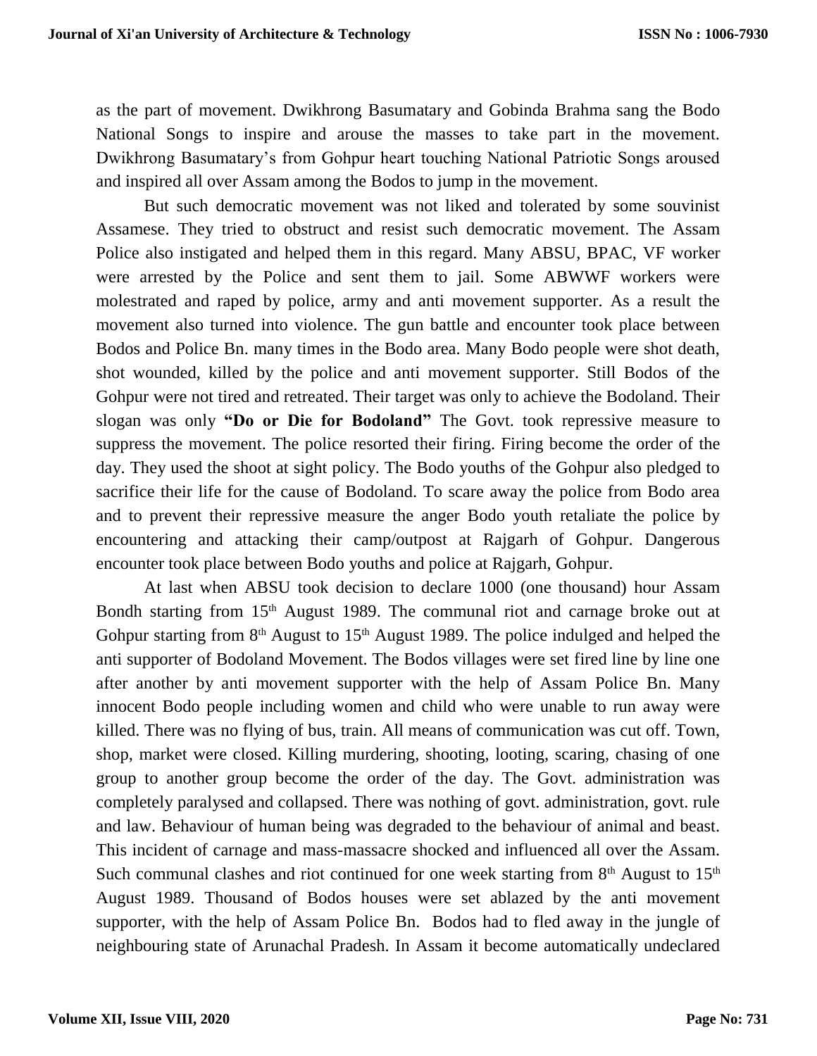as the part of movement. Dwikhrong Basumatary and Gobinda Brahma sang the Bodo National Songs to inspire and arouse the masses to take part in the movement. Dwikhrong Basumatary's from Gohpur heart touching National Patriotic Songs aroused and inspired all over Assam among the Bodos to jump in the movement.

But such democratic movement was not liked and tolerated by some souvinist Assamese. They tried to obstruct and resist such democratic movement. The Assam Police also instigated and helped them in this regard. Many ABSU, BPAC, VF worker were arrested by the Police and sent them to jail. Some ABWWF workers were molestrated and raped by police, army and anti movement supporter. As a result the movement also turned into violence. The gun battle and encounter took place between Bodos and Police Bn. many times in the Bodo area. Many Bodo people were shot death, shot wounded, killed by the police and anti movement supporter. Still Bodos of the Gohpur were not tired and retreated. Their target was only to achieve the Bodoland. Their slogan was only **"Do or Die for Bodoland"** The Govt. took repressive measure to suppress the movement. The police resorted their firing. Firing become the order of the day. They used the shoot at sight policy. The Bodo youths of the Gohpur also pledged to sacrifice their life for the cause of Bodoland. To scare away the police from Bodo area and to prevent their repressive measure the anger Bodo youth retaliate the police by encountering and attacking their camp/outpost at Rajgarh of Gohpur. Dangerous encounter took place between Bodo youths and police at Rajgarh, Gohpur.

At last when ABSU took decision to declare 1000 (one thousand) hour Assam Bondh starting from 15th August 1989. The communal riot and carnage broke out at Gohpur starting from 8th August to 15th August 1989. The police indulged and helped the anti supporter of Bodoland Movement. The Bodos villages were set fired line by line one after another by anti movement supporter with the help of Assam Police Bn. Many innocent Bodo people including women and child who were unable to run away were killed. There was no flying of bus, train. All means of communication was cut off. Town, shop, market were closed. Killing murdering, shooting, looting, scaring, chasing of one group to another group become the order of the day. The Govt. administration was completely paralysed and collapsed. There was nothing of govt. administration, govt. rule and law. Behaviour of human being was degraded to the behaviour of animal and beast. This incident of carnage and mass-massacre shocked and influenced all over the Assam. Such communal clashes and riot continued for one week starting from 8th August to 15th August 1989. Thousand of Bodos houses were set ablazed by the anti movement supporter, with the help of Assam Police Bn. Bodos had to fled away in the jungle of neighbouring state of Arunachal Pradesh. In Assam it become automatically undeclared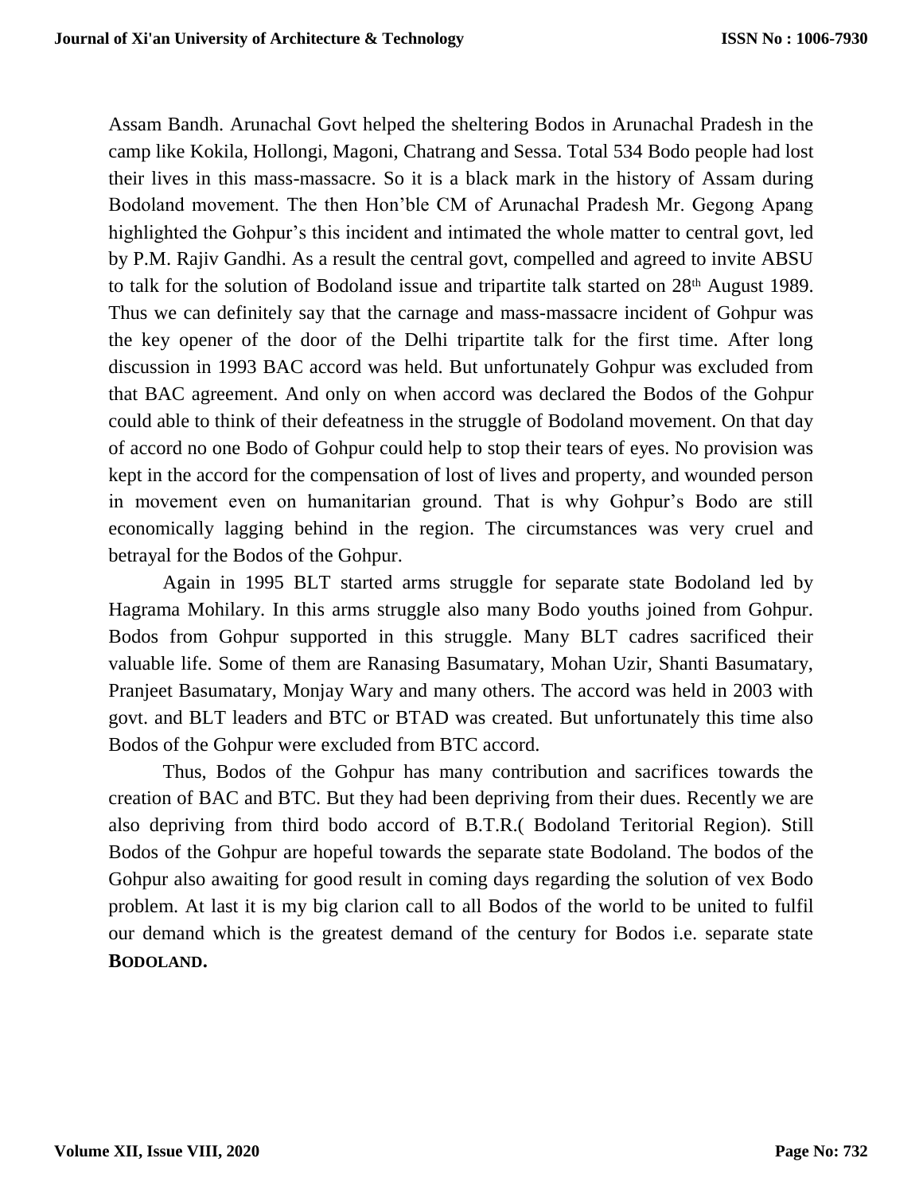Assam Bandh. Arunachal Govt helped the sheltering Bodos in Arunachal Pradesh in the camp like Kokila, Hollongi, Magoni, Chatrang and Sessa. Total 534 Bodo people had lost their lives in this mass-massacre. So it is a black mark in the history of Assam during Bodoland movement. The then Hon'ble CM of Arunachal Pradesh Mr. Gegong Apang highlighted the Gohpur's this incident and intimated the whole matter to central govt, led by P.M. Rajiv Gandhi. As a result the central govt, compelled and agreed to invite ABSU to talk for the solution of Bodoland issue and tripartite talk started on 28th August 1989. Thus we can definitely say that the carnage and mass-massacre incident of Gohpur was the key opener of the door of the Delhi tripartite talk for the first time. After long discussion in 1993 BAC accord was held. But unfortunately Gohpur was excluded from that BAC agreement. And only on when accord was declared the Bodos of the Gohpur could able to think of their defeatness in the struggle of Bodoland movement. On that day of accord no one Bodo of Gohpur could help to stop their tears of eyes. No provision was kept in the accord for the compensation of lost of lives and property, and wounded person in movement even on humanitarian ground. That is why Gohpur's Bodo are still economically lagging behind in the region. The circumstances was very cruel and betrayal for the Bodos of the Gohpur.

Again in 1995 BLT started arms struggle for separate state Bodoland led by Hagrama Mohilary. In this arms struggle also many Bodo youths joined from Gohpur. Bodos from Gohpur supported in this struggle. Many BLT cadres sacrificed their valuable life. Some of them are Ranasing Basumatary, Mohan Uzir, Shanti Basumatary, Pranjeet Basumatary, Monjay Wary and many others. The accord was held in 2003 with govt. and BLT leaders and BTC or BTAD was created. But unfortunately this time also Bodos of the Gohpur were excluded from BTC accord.

Thus, Bodos of the Gohpur has many contribution and sacrifices towards the creation of BAC and BTC. But they had been depriving from their dues. Recently we are also depriving from third bodo accord of B.T.R.( Bodoland Teritorial Region). Still Bodos of the Gohpur are hopeful towards the separate state Bodoland. The bodos of the Gohpur also awaiting for good result in coming days regarding the solution of vex Bodo problem. At last it is my big clarion call to all Bodos of the world to be united to fulfil our demand which is the greatest demand of the century for Bodos i.e. separate state **BODOLAND.**